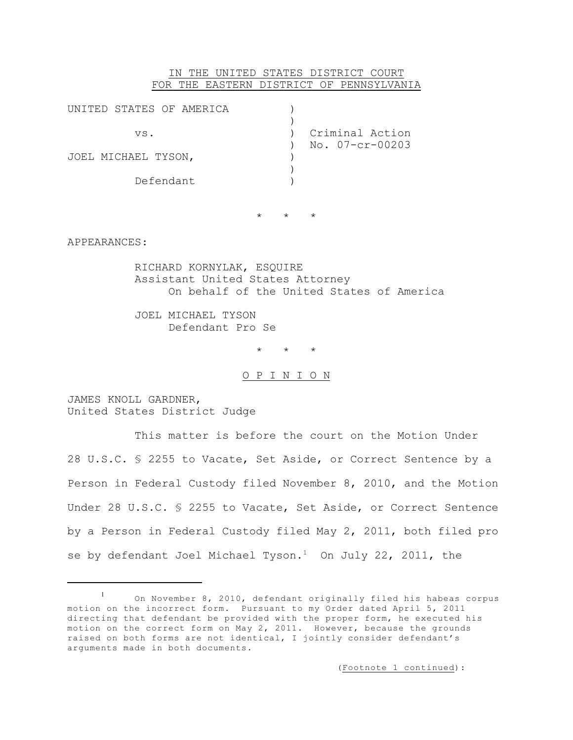IN THE UNITED STATES DISTRICT COURT
FOR THE EASTERN DISTRICT OF PENNSYLVANIA

| | | |
|---|---|---|
| UNITED STATES OF AMERICA | ) | |
| | ) | |
| vs. | ) | Criminal Action |
| | ) | No. 07-cr-00203 |
| JOEL MICHAEL TYSON, | ) | |
| | ) | |
| Defendant | ) | |

\* \* \*

APPEARANCES:

RICHARD KORNYLAK, ESQUIRE
Assistant United States Attorney
On behalf of the United States of America

JOEL MICHAEL TYSON
Defendant Pro Se

\* \* \*

O P I N I O N

JAMES KNOLL GARDNER,
United States District Judge

This matter is before the court on the Motion Under 28 U.S.C. § 2255 to Vacate, Set Aside, or Correct Sentence by a Person in Federal Custody filed November 8, 2010, and the Motion Under 28 U.S.C. § 2255 to Vacate, Set Aside, or Correct Sentence by a Person in Federal Custody filed May 2, 2011, both filed pro se by defendant Joel Michael Tyson.[1] On July 22, 2011, the

[1] On November 8, 2010, defendant originally filed his habeas corpus motion on the incorrect form. Pursuant to my Order dated April 5, 2011 directing that defendant be provided with the proper form, he executed his motion on the correct form on May 2, 2011. However, because the grounds raised on both forms are not identical, I jointly consider defendant's arguments made in both documents.

(Footnote 1 continued):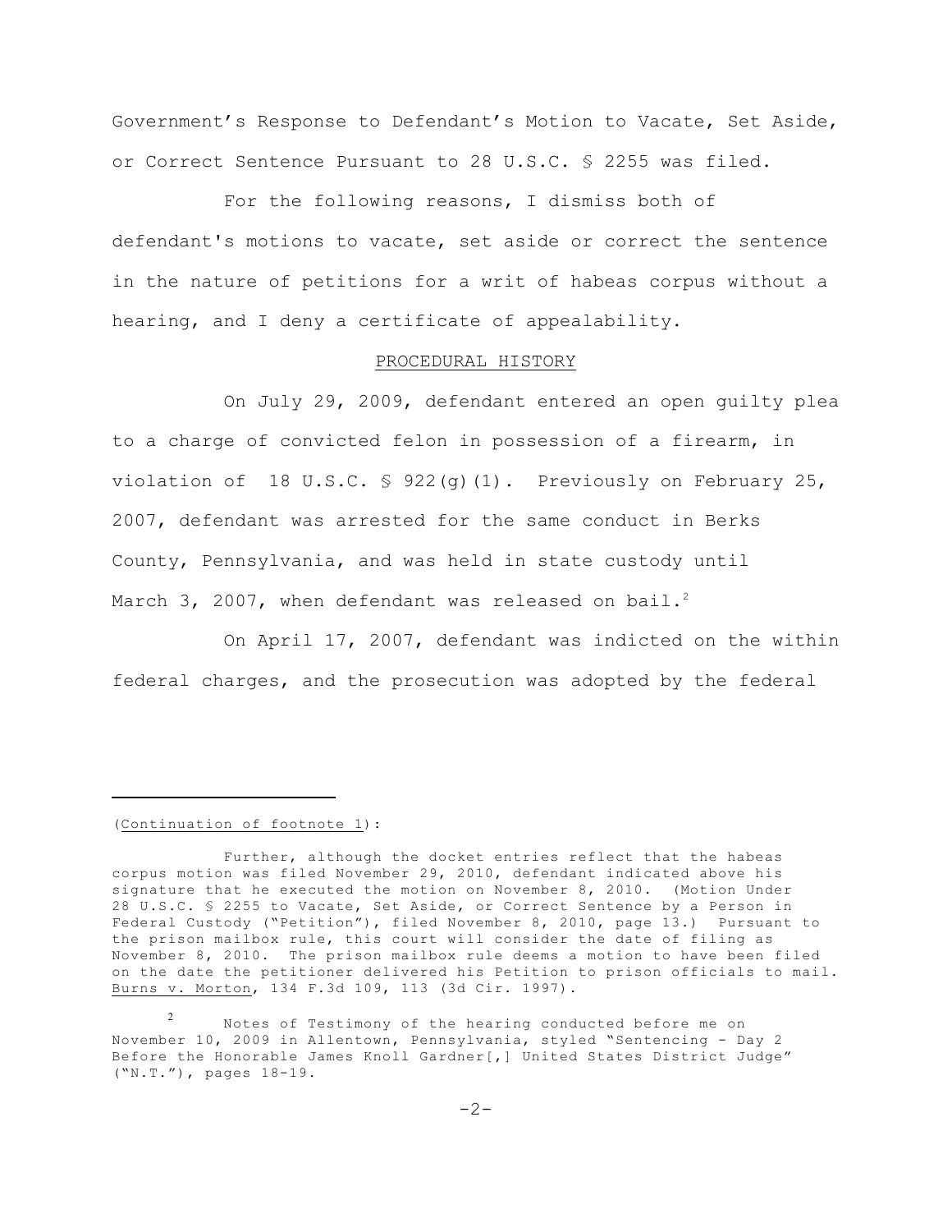Government's Response to Defendant's Motion to Vacate, Set Aside, or Correct Sentence Pursuant to 28 U.S.C. § 2255 was filed.

For the following reasons, I dismiss both of defendant's motions to vacate, set aside or correct the sentence in the nature of petitions for a writ of habeas corpus without a hearing, and I deny a certificate of appealability.

## PROCEDURAL HISTORY

On July 29, 2009, defendant entered an open guilty plea to a charge of convicted felon in possession of a firearm, in violation of 18 U.S.C. § 922(g)(1). Previously on February 25, 2007, defendant was arrested for the same conduct in Berks County, Pennsylvania, and was held in state custody until March 3, 2007, when defendant was released on bail.[2]

On April 17, 2007, defendant was indicted on the within federal charges, and the prosecution was adopted by the federal

---

(Continuation of footnote 1):

Further, although the docket entries reflect that the habeas corpus motion was filed November 29, 2010, defendant indicated above his signature that he executed the motion on November 8, 2010. (Motion Under 28 U.S.C. § 2255 to Vacate, Set Aside, or Correct Sentence by a Person in Federal Custody ("Petition"), filed November 8, 2010, page 13.) Pursuant to the prison mailbox rule, this court will consider the date of filing as November 8, 2010. The prison mailbox rule deems a motion to have been filed on the date the petitioner delivered his Petition to prison officials to mail. Burns v. Morton, 134 F.3d 109, 113 (3d Cir. 1997).

[2] Notes of Testimony of the hearing conducted before me on November 10, 2009 in Allentown, Pennsylvania, styled "Sentencing - Day 2 Before the Honorable James Knoll Gardner[,] United States District Judge" ("N.T."), pages 18-19.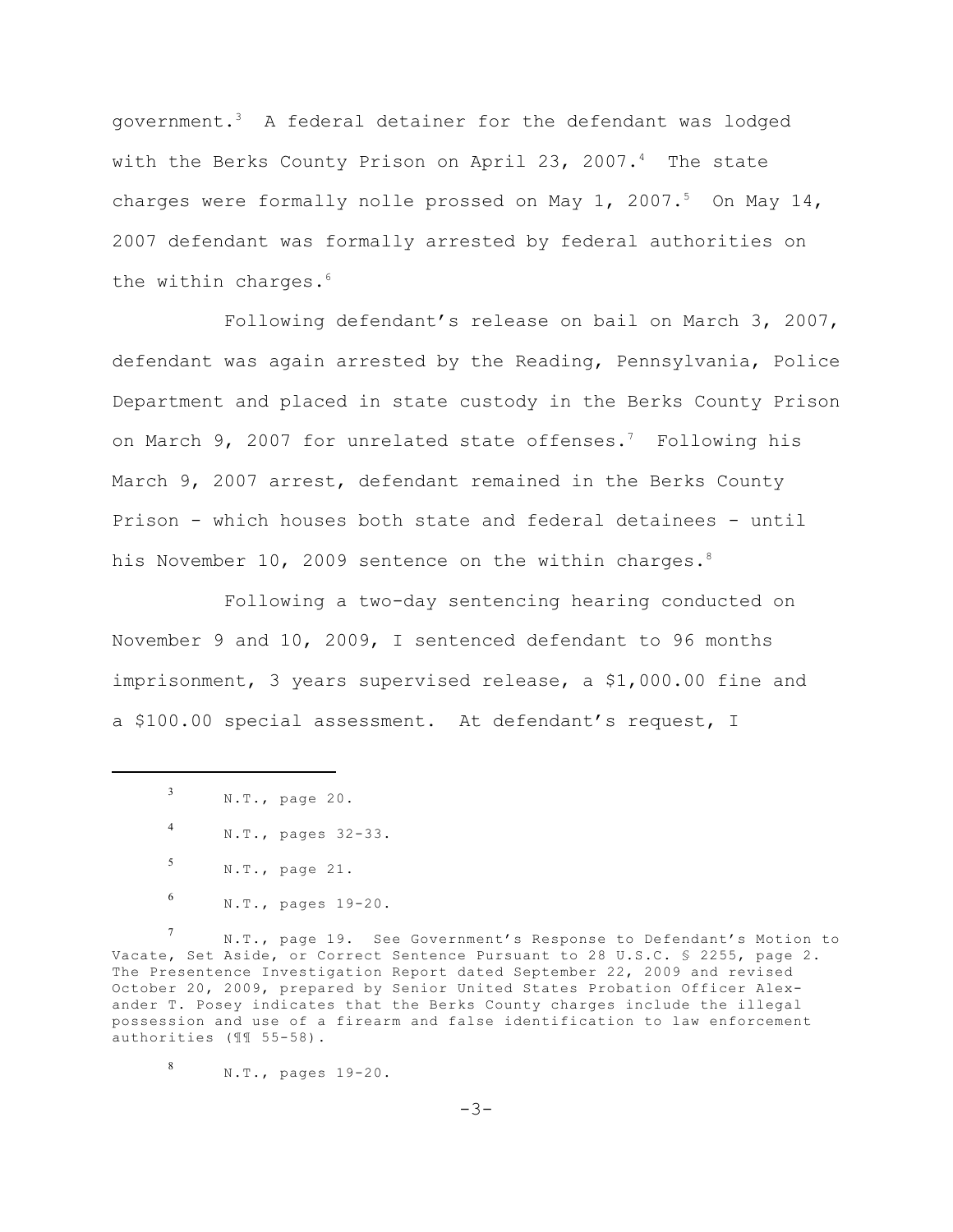government.[3] A federal detainer for the defendant was lodged with the Berks County Prison on April 23, 2007.[4] The state charges were formally nolle prossed on May 1, 2007.[5] On May 14, 2007 defendant was formally arrested by federal authorities on the within charges.[6]

Following defendant's release on bail on March 3, 2007, defendant was again arrested by the Reading, Pennsylvania, Police Department and placed in state custody in the Berks County Prison on March 9, 2007 for unrelated state offenses.[7] Following his March 9, 2007 arrest, defendant remained in the Berks County Prison - which houses both state and federal detainees - until his November 10, 2009 sentence on the within charges.[8]

Following a two-day sentencing hearing conducted on November 9 and 10, 2009, I sentenced defendant to 96 months imprisonment, 3 years supervised release, a $1,000.00 fine and a $100.00 special assessment. At defendant's request, I

---

[3] N.T., page 20.

[4] N.T., pages 32-33.

[5] N.T., page 21.

[6] N.T., pages 19-20.

[7] N.T., page 19. See Government's Response to Defendant's Motion to Vacate, Set Aside, or Correct Sentence Pursuant to 28 U.S.C. § 2255, page 2. The Presentence Investigation Report dated September 22, 2009 and revised October 20, 2009, prepared by Senior United States Probation Officer Alexander T. Posey indicates that the Berks County charges include the illegal possession and use of a firearm and false identification to law enforcement authorities (¶¶ 55-58).

[8] N.T., pages 19-20.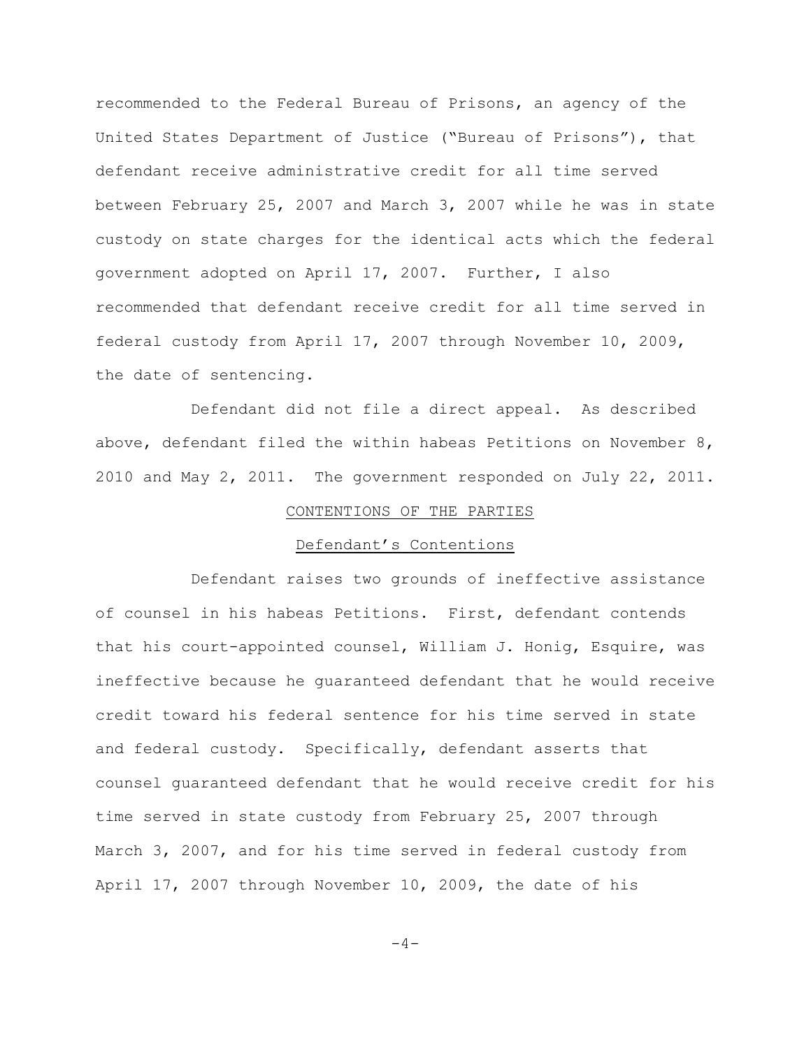recommended to the Federal Bureau of Prisons, an agency of the United States Department of Justice ("Bureau of Prisons"), that defendant receive administrative credit for all time served between February 25, 2007 and March 3, 2007 while he was in state custody on state charges for the identical acts which the federal government adopted on April 17, 2007. Further, I also recommended that defendant receive credit for all time served in federal custody from April 17, 2007 through November 10, 2009, the date of sentencing.

Defendant did not file a direct appeal. As described above, defendant filed the within habeas Petitions on November 8, 2010 and May 2, 2011. The government responded on July 22, 2011.

## CONTENTIONS OF THE PARTIES

### Defendant's Contentions

Defendant raises two grounds of ineffective assistance of counsel in his habeas Petitions. First, defendant contends that his court-appointed counsel, William J. Honig, Esquire, was ineffective because he guaranteed defendant that he would receive credit toward his federal sentence for his time served in state and federal custody. Specifically, defendant asserts that counsel guaranteed defendant that he would receive credit for his time served in state custody from February 25, 2007 through March 3, 2007, and for his time served in federal custody from April 17, 2007 through November 10, 2009, the date of his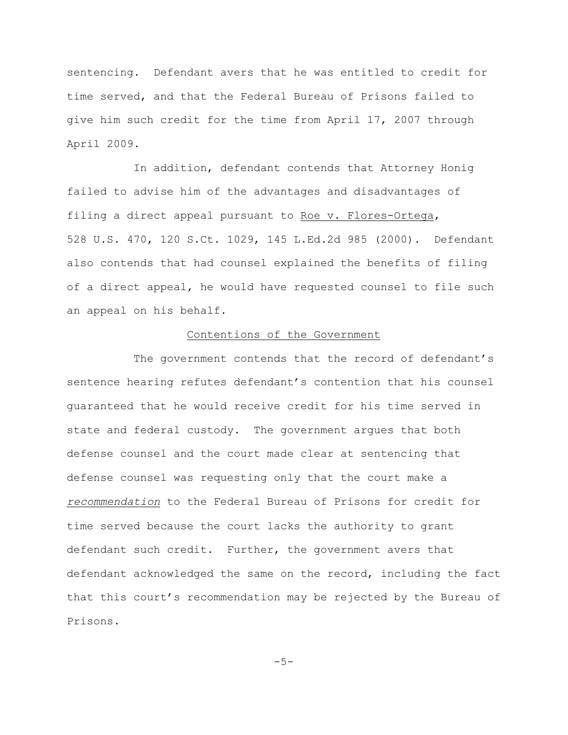sentencing. Defendant avers that he was entitled to credit for time served, and that the Federal Bureau of Prisons failed to give him such credit for the time from April 17, 2007 through April 2009.

In addition, defendant contends that Attorney Honig failed to advise him of the advantages and disadvantages of filing a direct appeal pursuant to Roe v. Flores-Ortega, 528 U.S. 470, 120 S.Ct. 1029, 145 L.Ed.2d 985 (2000). Defendant also contends that had counsel explained the benefits of filing of a direct appeal, he would have requested counsel to file such an appeal on his behalf.

## Contentions of the Government

The government contends that the record of defendant's sentence hearing refutes defendant's contention that his counsel guaranteed that he would receive credit for his time served in state and federal custody. The government argues that both defense counsel and the court made clear at sentencing that defense counsel was requesting only that the court make a *recommendation* to the Federal Bureau of Prisons for credit for time served because the court lacks the authority to grant defendant such credit. Further, the government avers that defendant acknowledged the same on the record, including the fact that this court's recommendation may be rejected by the Bureau of Prisons.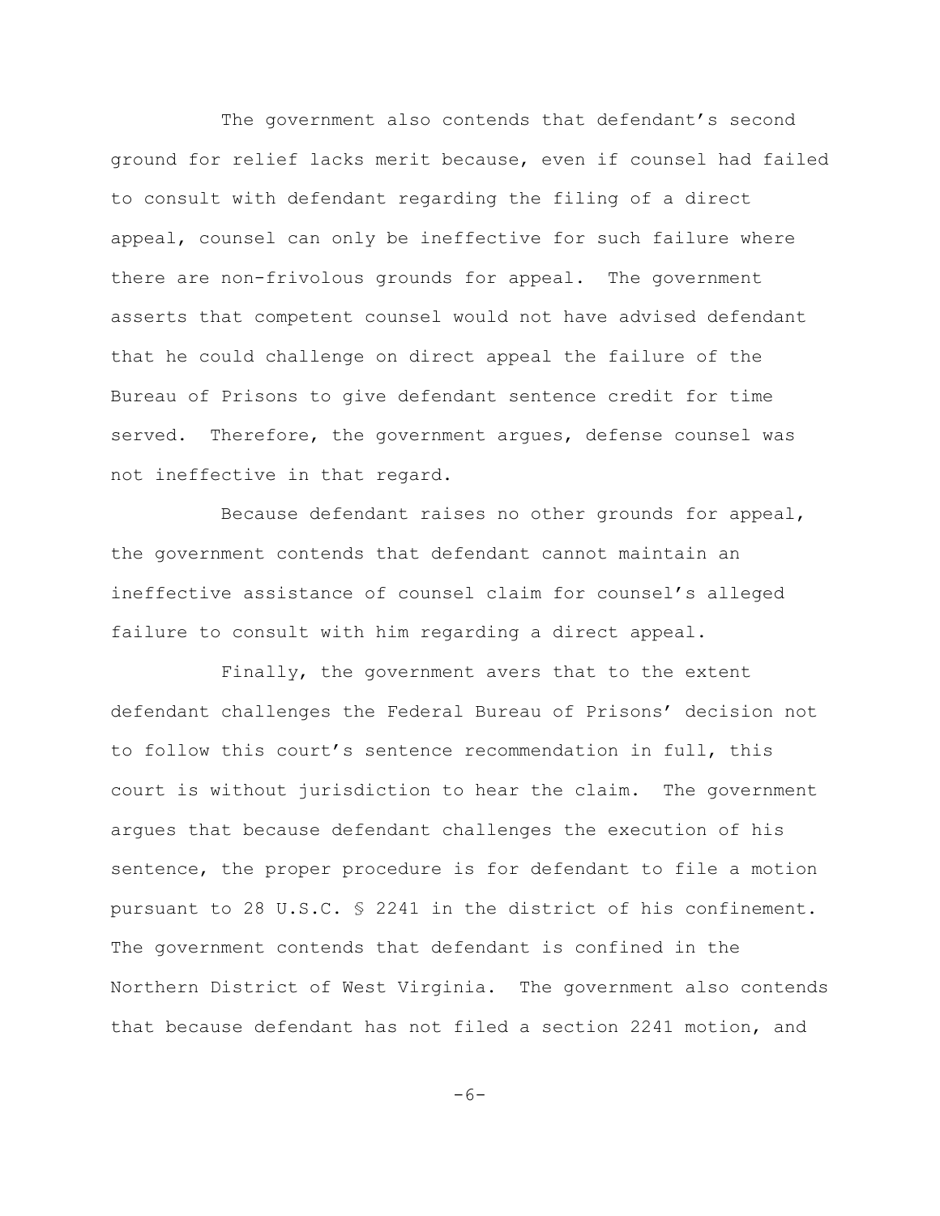The government also contends that defendant's second ground for relief lacks merit because, even if counsel had failed to consult with defendant regarding the filing of a direct appeal, counsel can only be ineffective for such failure where there are non-frivolous grounds for appeal. The government asserts that competent counsel would not have advised defendant that he could challenge on direct appeal the failure of the Bureau of Prisons to give defendant sentence credit for time served. Therefore, the government argues, defense counsel was not ineffective in that regard.

Because defendant raises no other grounds for appeal, the government contends that defendant cannot maintain an ineffective assistance of counsel claim for counsel's alleged failure to consult with him regarding a direct appeal.

Finally, the government avers that to the extent defendant challenges the Federal Bureau of Prisons' decision not to follow this court's sentence recommendation in full, this court is without jurisdiction to hear the claim. The government argues that because defendant challenges the execution of his sentence, the proper procedure is for defendant to file a motion pursuant to 28 U.S.C. § 2241 in the district of his confinement. The government contends that defendant is confined in the Northern District of West Virginia. The government also contends that because defendant has not filed a section 2241 motion, and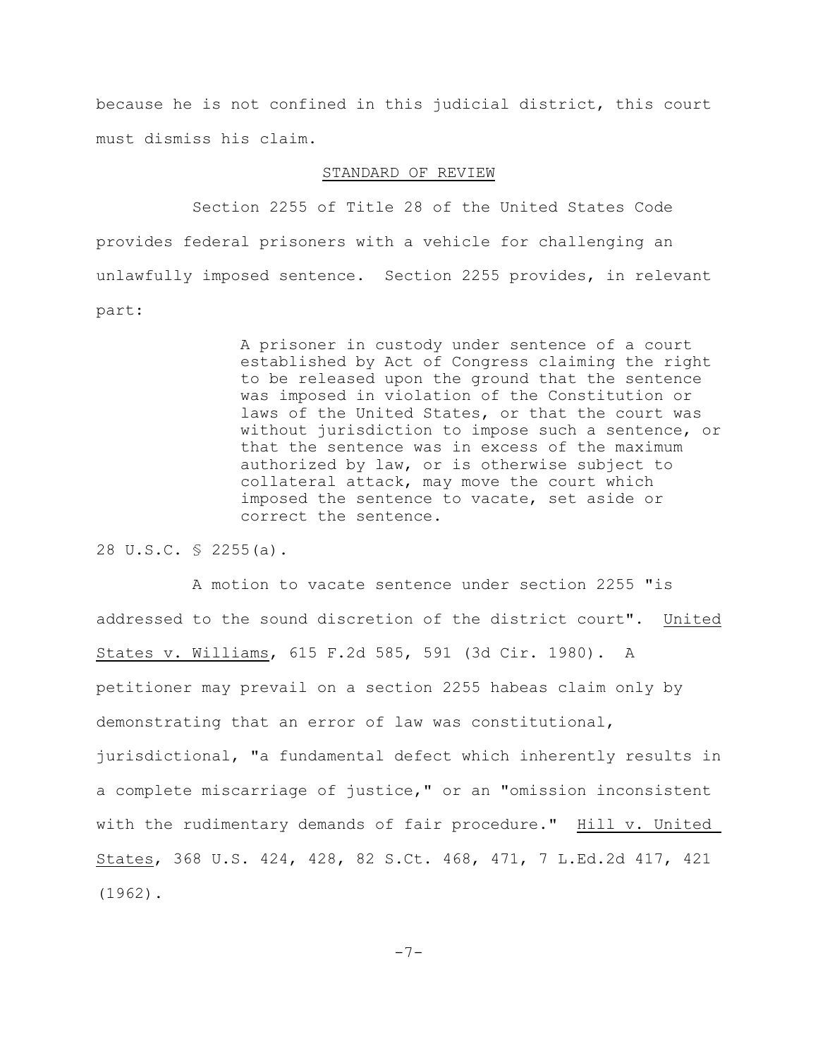because he is not confined in this judicial district, this court must dismiss his claim.

## STANDARD OF REVIEW

Section 2255 of Title 28 of the United States Code provides federal prisoners with a vehicle for challenging an unlawfully imposed sentence. Section 2255 provides, in relevant part:

> A prisoner in custody under sentence of a court established by Act of Congress claiming the right to be released upon the ground that the sentence was imposed in violation of the Constitution or laws of the United States, or that the court was without jurisdiction to impose such a sentence, or that the sentence was in excess of the maximum authorized by law, or is otherwise subject to collateral attack, may move the court which imposed the sentence to vacate, set aside or correct the sentence.

28 U.S.C. § 2255(a).

A motion to vacate sentence under section 2255 "is addressed to the sound discretion of the district court". United States v. Williams, 615 F.2d 585, 591 (3d Cir. 1980). A petitioner may prevail on a section 2255 habeas claim only by demonstrating that an error of law was constitutional, jurisdictional, "a fundamental defect which inherently results in a complete miscarriage of justice," or an "omission inconsistent with the rudimentary demands of fair procedure." Hill v. United States, 368 U.S. 424, 428, 82 S.Ct. 468, 471, 7 L.Ed.2d 417, 421 (1962).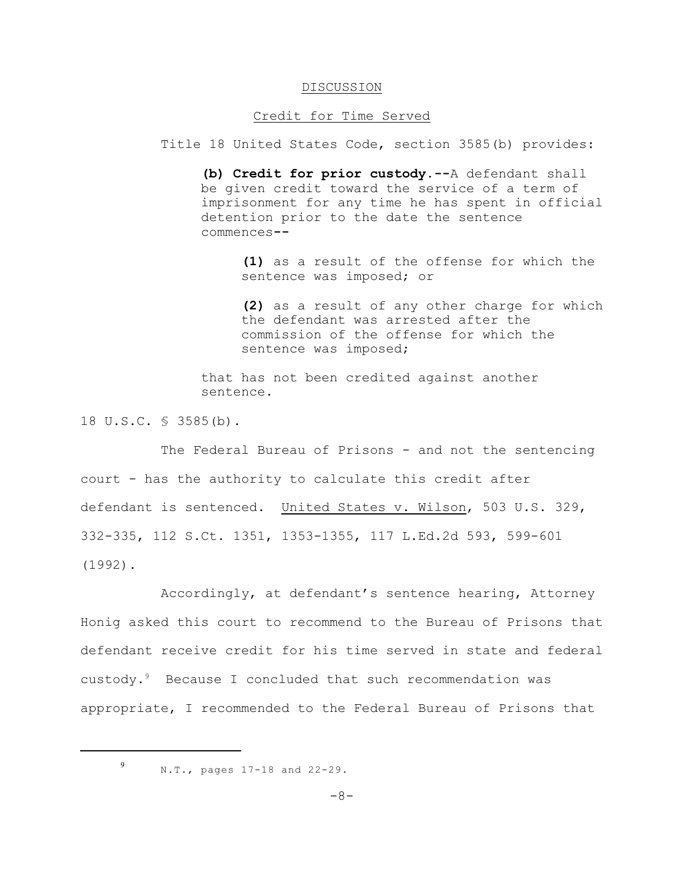## DISCUSSION

### Credit for Time Served

Title 18 United States Code, section 3585(b) provides:

> **(b) Credit for prior custody.--**A defendant shall be given credit toward the service of a term of imprisonment for any time he has spent in official detention prior to the date the sentence commences--
>
> > **(1)** as a result of the offense for which the sentence was imposed; or
> >
> > **(2)** as a result of any other charge for which the defendant was arrested after the commission of the offense for which the sentence was imposed;
>
> that has not been credited against another sentence.

18 U.S.C. § 3585(b).

The Federal Bureau of Prisons - and not the sentencing court - has the authority to calculate this credit after defendant is sentenced. United States v. Wilson, 503 U.S. 329, 332-335, 112 S.Ct. 1351, 1353-1355, 117 L.Ed.2d 593, 599-601 (1992).

Accordingly, at defendant's sentence hearing, Attorney Honig asked this court to recommend to the Bureau of Prisons that defendant receive credit for his time served in state and federal custody.[9] Because I concluded that such recommendation was appropriate, I recommended to the Federal Bureau of Prisons that

---

[9] N.T., pages 17-18 and 22-29.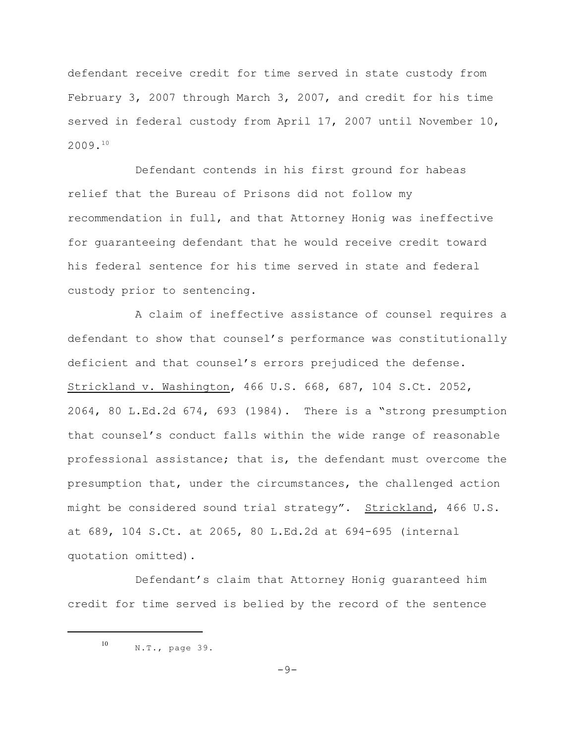defendant receive credit for time served in state custody from February 3, 2007 through March 3, 2007, and credit for his time served in federal custody from April 17, 2007 until November 10, 2009.[10]

Defendant contends in his first ground for habeas relief that the Bureau of Prisons did not follow my recommendation in full, and that Attorney Honig was ineffective for guaranteeing defendant that he would receive credit toward his federal sentence for his time served in state and federal custody prior to sentencing.

A claim of ineffective assistance of counsel requires a defendant to show that counsel's performance was constitutionally deficient and that counsel's errors prejudiced the defense. Strickland v. Washington, 466 U.S. 668, 687, 104 S.Ct. 2052, 2064, 80 L.Ed.2d 674, 693 (1984). There is a "strong presumption that counsel's conduct falls within the wide range of reasonable professional assistance; that is, the defendant must overcome the presumption that, under the circumstances, the challenged action might be considered sound trial strategy". Strickland, 466 U.S. at 689, 104 S.Ct. at 2065, 80 L.Ed.2d at 694-695 (internal quotation omitted).

Defendant's claim that Attorney Honig guaranteed him credit for time served is belied by the record of the sentence

[10] N.T., page 39.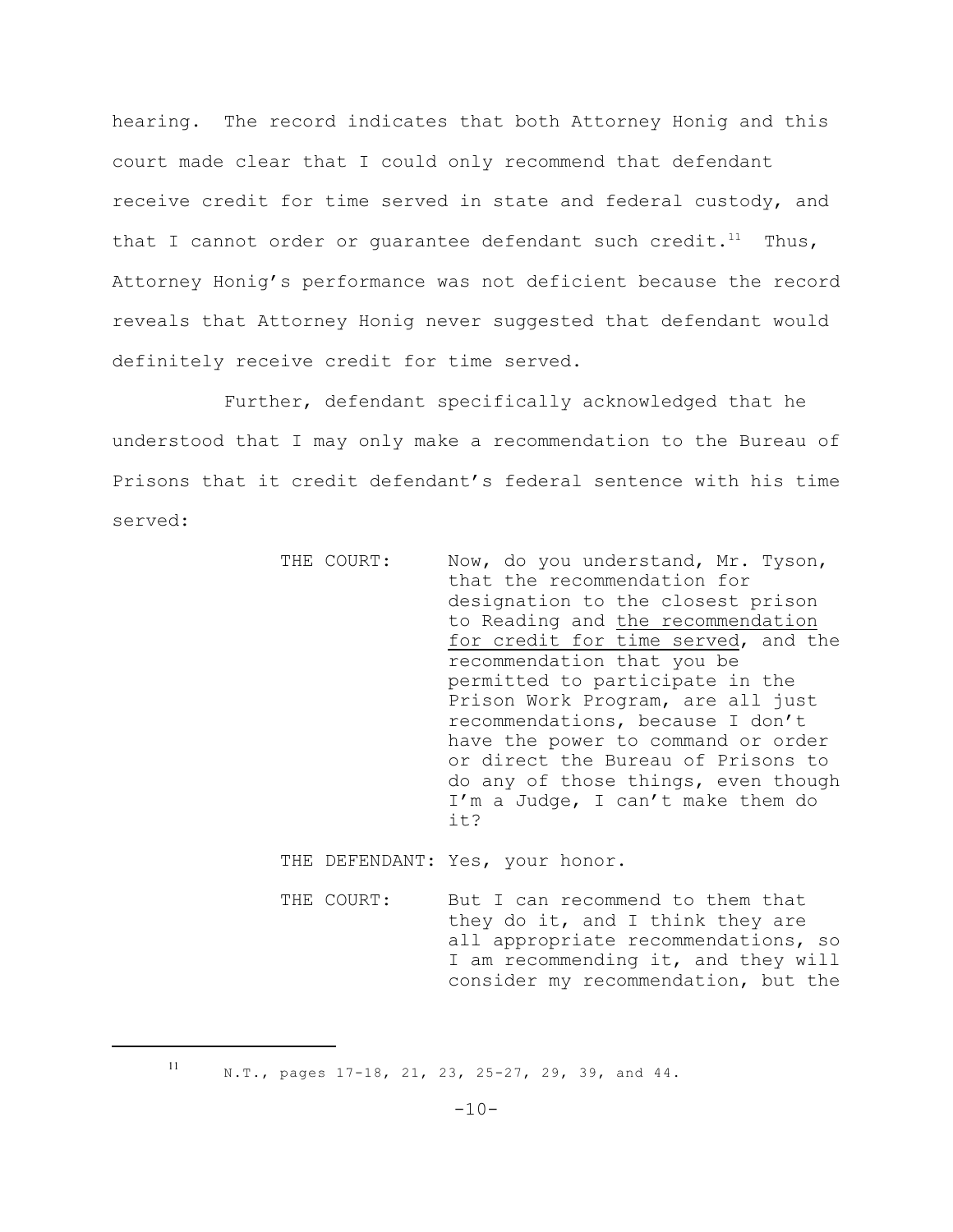hearing. The record indicates that both Attorney Honig and this court made clear that I could only recommend that defendant receive credit for time served in state and federal custody, and that I cannot order or guarantee defendant such credit.[11] Thus, Attorney Honig's performance was not deficient because the record reveals that Attorney Honig never suggested that defendant would definitely receive credit for time served.

Further, defendant specifically acknowledged that he understood that I may only make a recommendation to the Bureau of Prisons that it credit defendant's federal sentence with his time served:

> THE COURT: Now, do you understand, Mr. Tyson, that the recommendation for designation to the closest prison to Reading and <u>the recommendation for credit for time served</u>, and the recommendation that you be permitted to participate in the Prison Work Program, are all just recommendations, because I don't have the power to command or order or direct the Bureau of Prisons to do any of those things, even though I'm a Judge, I can't make them do it?
>
> THE DEFENDANT: Yes, your honor.
>
> THE COURT: But I can recommend to them that they do it, and I think they are all appropriate recommendations, so I am recommending it, and they will consider my recommendation, but the

---

[11] N.T., pages 17-18, 21, 23, 25-27, 29, 39, and 44.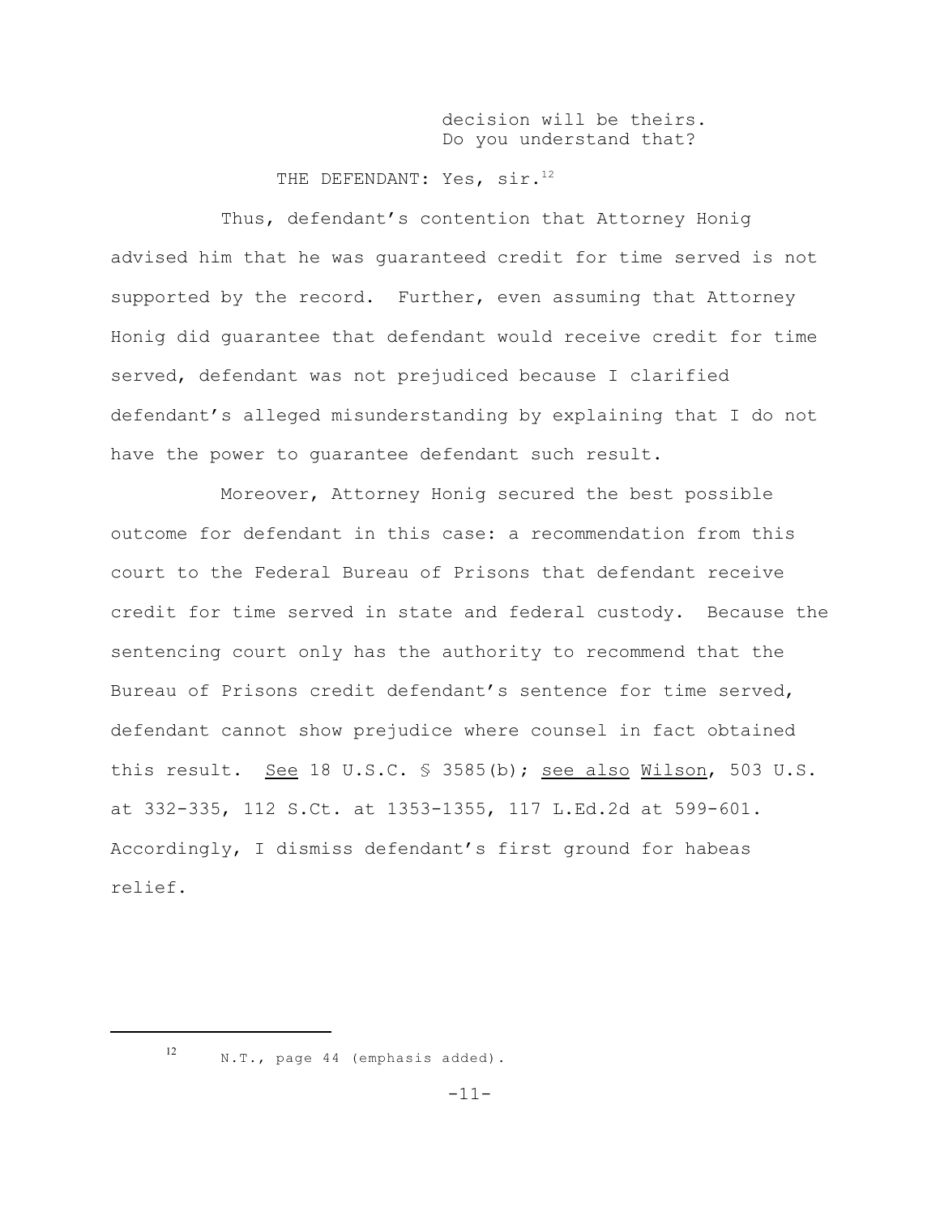> decision will be theirs.
> Do you understand that?

THE DEFENDANT: Yes, sir.[12]

Thus, defendant's contention that Attorney Honig advised him that he was guaranteed credit for time served is not supported by the record. Further, even assuming that Attorney Honig did guarantee that defendant would receive credit for time served, defendant was not prejudiced because I clarified defendant's alleged misunderstanding by explaining that I do not have the power to guarantee defendant such result.

Moreover, Attorney Honig secured the best possible outcome for defendant in this case: a recommendation from this court to the Federal Bureau of Prisons that defendant receive credit for time served in state and federal custody. Because the sentencing court only has the authority to recommend that the Bureau of Prisons credit defendant's sentence for time served, defendant cannot show prejudice where counsel in fact obtained this result. <u>See</u> 18 U.S.C. § 3585(b); <u>see also</u> <u>Wilson</u>, 503 U.S. at 332-335, 112 S.Ct. at 1353-1355, 117 L.Ed.2d at 599-601. Accordingly, I dismiss defendant's first ground for habeas relief.

---

[12] N.T., page 44 (emphasis added).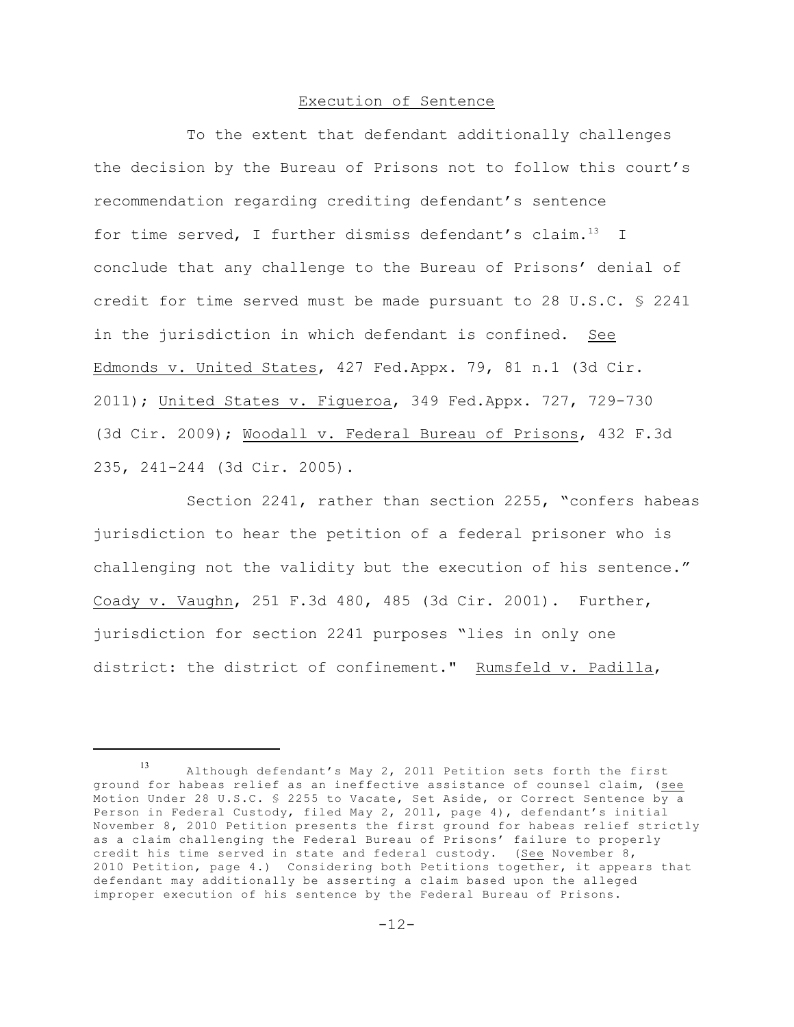## Execution of Sentence

To the extent that defendant additionally challenges the decision by the Bureau of Prisons not to follow this court's recommendation regarding crediting defendant's sentence for time served, I further dismiss defendant's claim.[13] I conclude that any challenge to the Bureau of Prisons' denial of credit for time served must be made pursuant to 28 U.S.C. § 2241 in the jurisdiction in which defendant is confined. See Edmonds v. United States, 427 Fed.Appx. 79, 81 n.1 (3d Cir. 2011); United States v. Figueroa, 349 Fed.Appx. 727, 729-730 (3d Cir. 2009); Woodall v. Federal Bureau of Prisons, 432 F.3d 235, 241-244 (3d Cir. 2005).

Section 2241, rather than section 2255, "confers habeas jurisdiction to hear the petition of a federal prisoner who is challenging not the validity but the execution of his sentence." Coady v. Vaughn, 251 F.3d 480, 485 (3d Cir. 2001). Further, jurisdiction for section 2241 purposes "lies in only one district: the district of confinement." Rumsfeld v. Padilla,

---

[13] Although defendant's May 2, 2011 Petition sets forth the first ground for habeas relief as an ineffective assistance of counsel claim, (see Motion Under 28 U.S.C. § 2255 to Vacate, Set Aside, or Correct Sentence by a Person in Federal Custody, filed May 2, 2011, page 4), defendant's initial November 8, 2010 Petition presents the first ground for habeas relief strictly as a claim challenging the Federal Bureau of Prisons' failure to properly credit his time served in state and federal custody. (See November 8, 2010 Petition, page 4.) Considering both Petitions together, it appears that defendant may additionally be asserting a claim based upon the alleged improper execution of his sentence by the Federal Bureau of Prisons.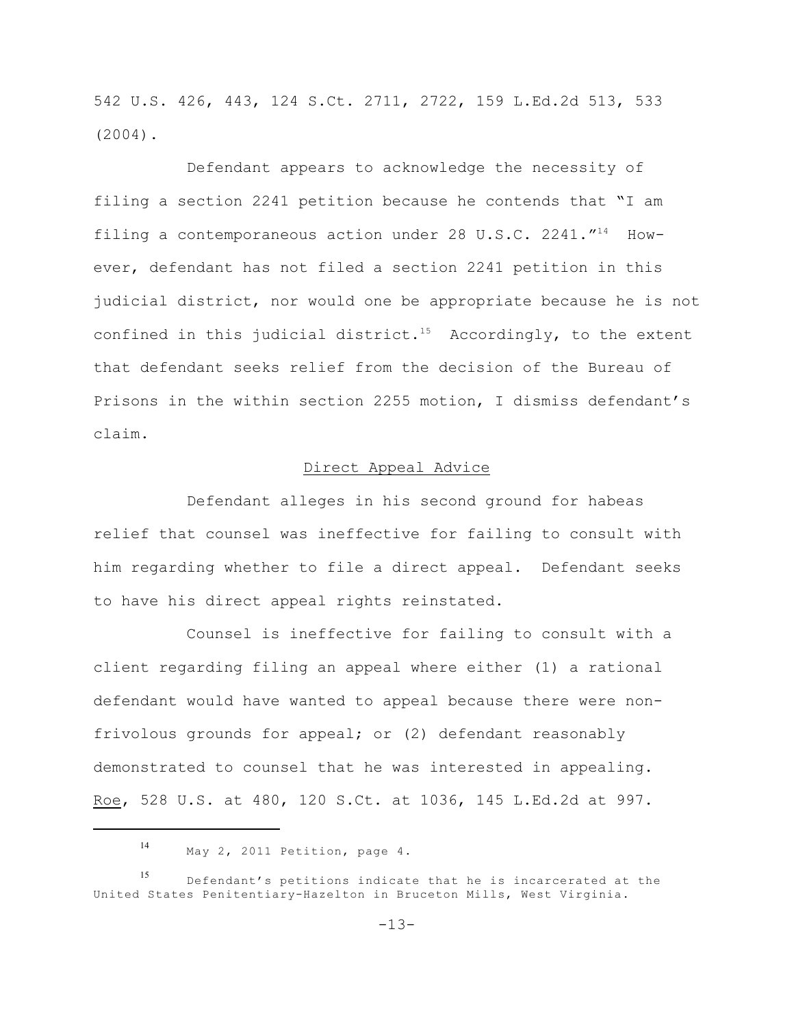542 U.S. 426, 443, 124 S.Ct. 2711, 2722, 159 L.Ed.2d 513, 533 (2004).

Defendant appears to acknowledge the necessity of filing a section 2241 petition because he contends that "I am filing a contemporaneous action under 28 U.S.C. 2241."[14] However, defendant has not filed a section 2241 petition in this judicial district, nor would one be appropriate because he is not confined in this judicial district.[15] Accordingly, to the extent that defendant seeks relief from the decision of the Bureau of Prisons in the within section 2255 motion, I dismiss defendant's claim.

## Direct Appeal Advice

Defendant alleges in his second ground for habeas relief that counsel was ineffective for failing to consult with him regarding whether to file a direct appeal. Defendant seeks to have his direct appeal rights reinstated.

Counsel is ineffective for failing to consult with a client regarding filing an appeal where either (1) a rational defendant would have wanted to appeal because there were non-frivolous grounds for appeal; or (2) defendant reasonably demonstrated to counsel that he was interested in appealing. Roe, 528 U.S. at 480, 120 S.Ct. at 1036, 145 L.Ed.2d at 997.

---

[14] May 2, 2011 Petition, page 4.

[15] Defendant's petitions indicate that he is incarcerated at the United States Penitentiary-Hazelton in Bruceton Mills, West Virginia.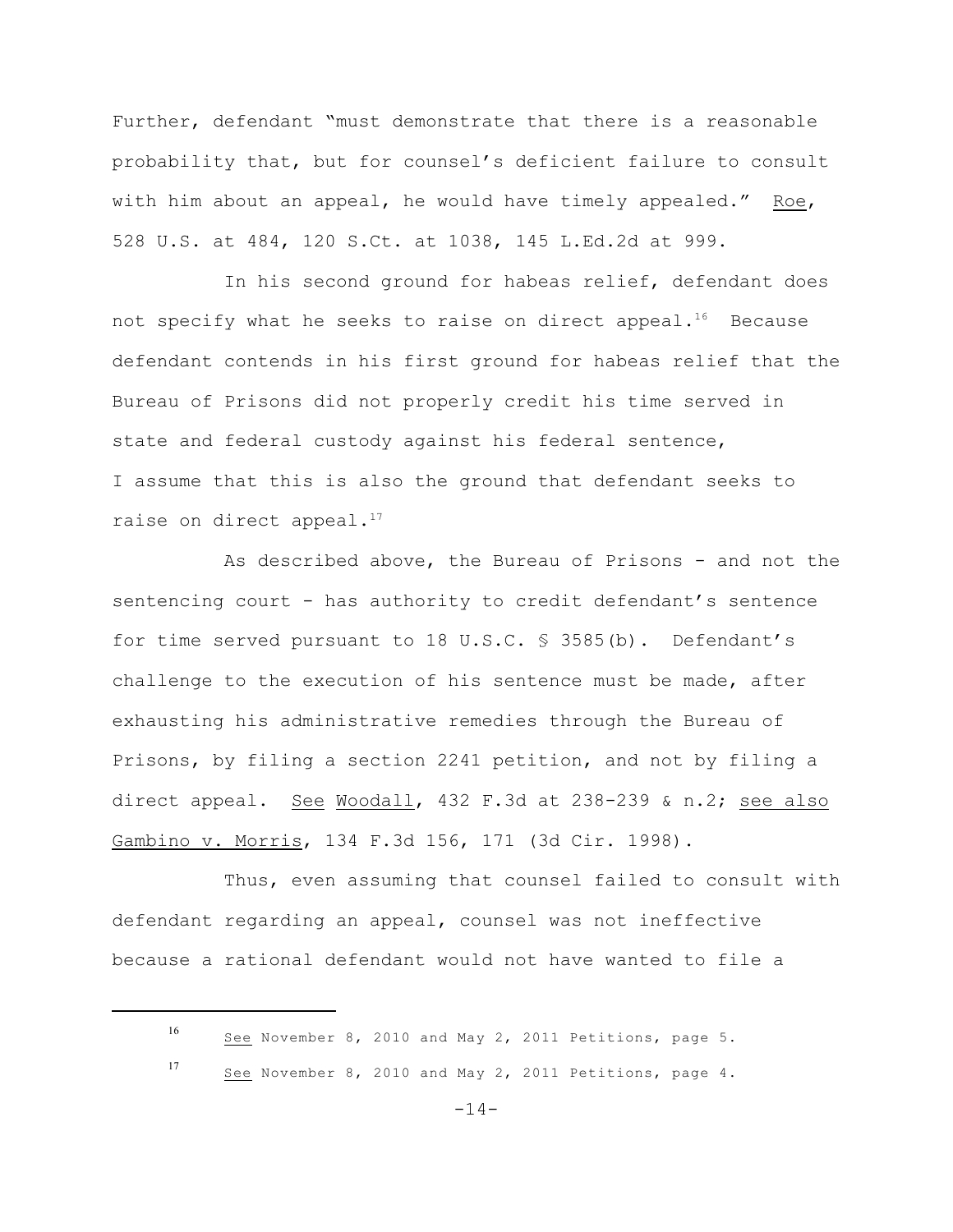Further, defendant "must demonstrate that there is a reasonable probability that, but for counsel's deficient failure to consult with him about an appeal, he would have timely appealed." Roe, 528 U.S. at 484, 120 S.Ct. at 1038, 145 L.Ed.2d at 999.

In his second ground for habeas relief, defendant does not specify what he seeks to raise on direct appeal.[16] Because defendant contends in his first ground for habeas relief that the Bureau of Prisons did not properly credit his time served in state and federal custody against his federal sentence, I assume that this is also the ground that defendant seeks to raise on direct appeal.[17]

As described above, the Bureau of Prisons - and not the sentencing court - has authority to credit defendant's sentence for time served pursuant to 18 U.S.C. § 3585(b). Defendant's challenge to the execution of his sentence must be made, after exhausting his administrative remedies through the Bureau of Prisons, by filing a section 2241 petition, and not by filing a direct appeal. See Woodall, 432 F.3d at 238-239 & n.2; see also Gambino v. Morris, 134 F.3d 156, 171 (3d Cir. 1998).

Thus, even assuming that counsel failed to consult with defendant regarding an appeal, counsel was not ineffective because a rational defendant would not have wanted to file a

---

[16] See November 8, 2010 and May 2, 2011 Petitions, page 5.

[17] See November 8, 2010 and May 2, 2011 Petitions, page 4.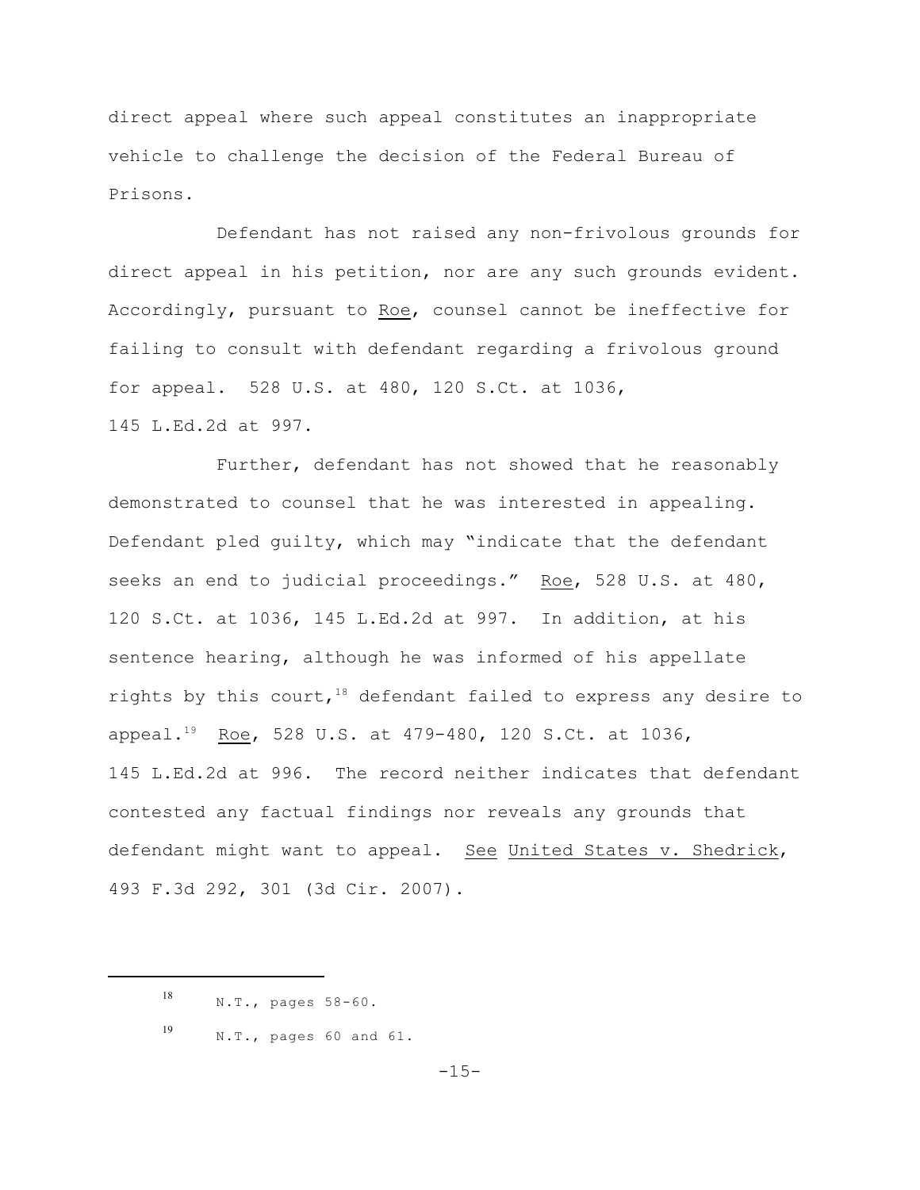direct appeal where such appeal constitutes an inappropriate vehicle to challenge the decision of the Federal Bureau of Prisons.

Defendant has not raised any non-frivolous grounds for direct appeal in his petition, nor are any such grounds evident. Accordingly, pursuant to Roe, counsel cannot be ineffective for failing to consult with defendant regarding a frivolous ground for appeal. 528 U.S. at 480, 120 S.Ct. at 1036, 145 L.Ed.2d at 997.

Further, defendant has not showed that he reasonably demonstrated to counsel that he was interested in appealing. Defendant pled guilty, which may "indicate that the defendant seeks an end to judicial proceedings." Roe, 528 U.S. at 480, 120 S.Ct. at 1036, 145 L.Ed.2d at 997. In addition, at his sentence hearing, although he was informed of his appellate rights by this court,[18] defendant failed to express any desire to appeal.[19] Roe, 528 U.S. at 479-480, 120 S.Ct. at 1036, 145 L.Ed.2d at 996. The record neither indicates that defendant contested any factual findings nor reveals any grounds that defendant might want to appeal. See United States v. Shedrick, 493 F.3d 292, 301 (3d Cir. 2007).

---

[18] N.T., pages 58-60.

[19] N.T., pages 60 and 61.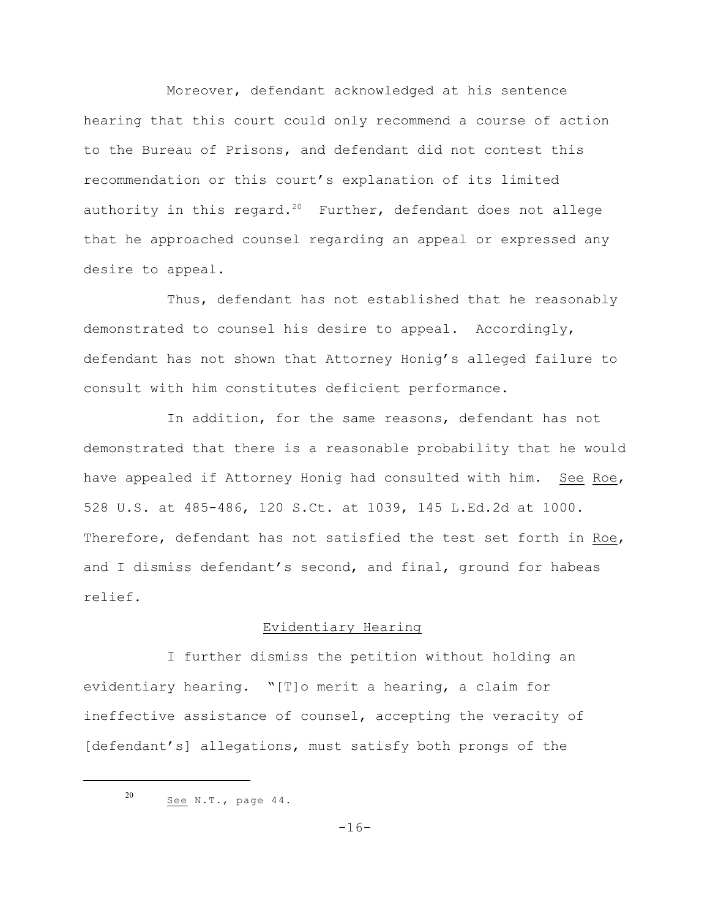Moreover, defendant acknowledged at his sentence hearing that this court could only recommend a course of action to the Bureau of Prisons, and defendant did not contest this recommendation or this court's explanation of its limited authority in this regard.[20] Further, defendant does not allege that he approached counsel regarding an appeal or expressed any desire to appeal.

Thus, defendant has not established that he reasonably demonstrated to counsel his desire to appeal. Accordingly, defendant has not shown that Attorney Honig's alleged failure to consult with him constitutes deficient performance.

In addition, for the same reasons, defendant has not demonstrated that there is a reasonable probability that he would have appealed if Attorney Honig had consulted with him. See Roe, 528 U.S. at 485-486, 120 S.Ct. at 1039, 145 L.Ed.2d at 1000. Therefore, defendant has not satisfied the test set forth in Roe, and I dismiss defendant's second, and final, ground for habeas relief.

## Evidentiary Hearing

I further dismiss the petition without holding an evidentiary hearing. "[T]o merit a hearing, a claim for ineffective assistance of counsel, accepting the veracity of [defendant's] allegations, must satisfy both prongs of the

---

[20] See N.T., page 44.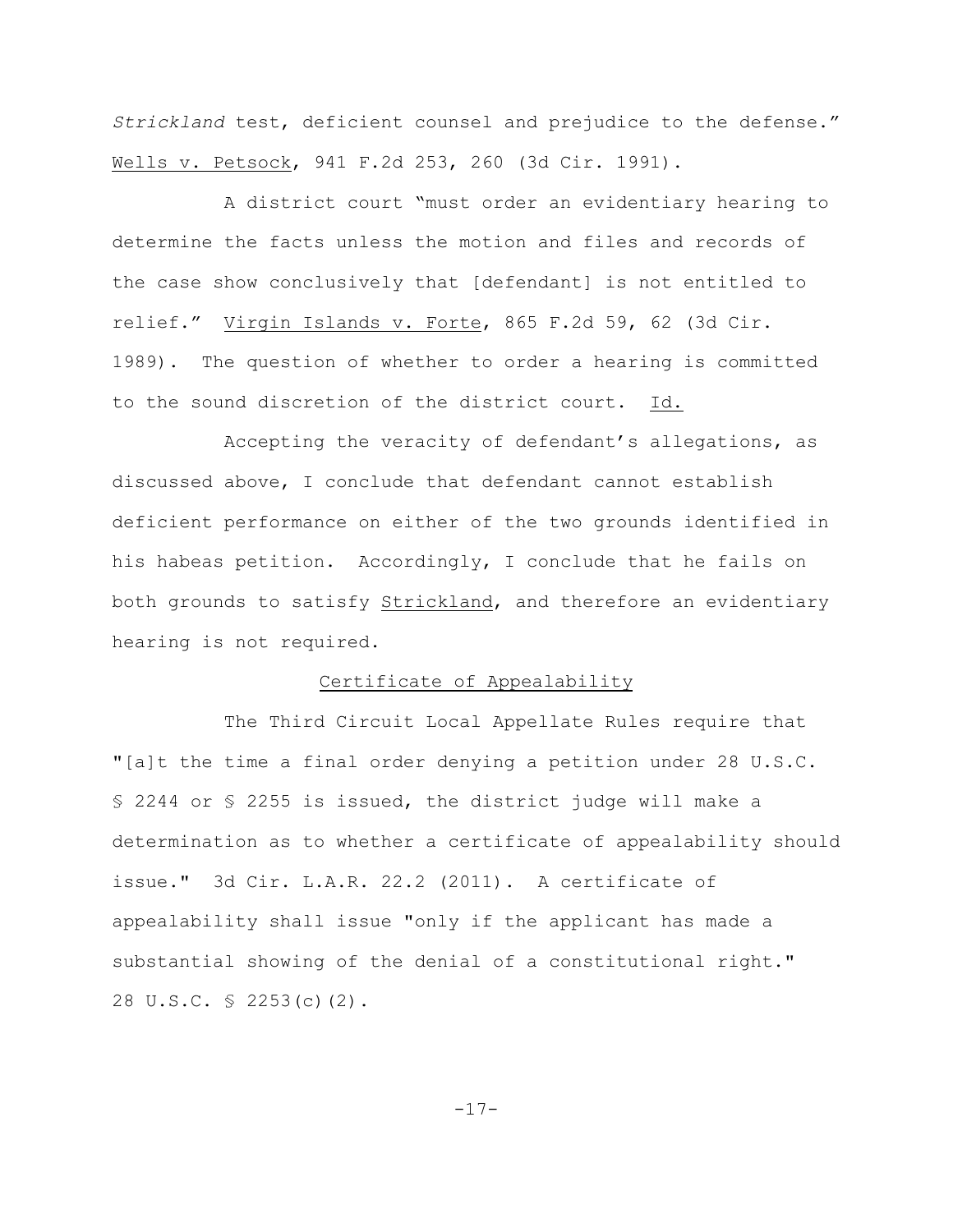*Strickland* test, deficient counsel and prejudice to the defense." Wells v. Petsock, 941 F.2d 253, 260 (3d Cir. 1991).

A district court "must order an evidentiary hearing to determine the facts unless the motion and files and records of the case show conclusively that [defendant] is not entitled to relief." Virgin Islands v. Forte, 865 F.2d 59, 62 (3d Cir. 1989). The question of whether to order a hearing is committed to the sound discretion of the district court. Id.

Accepting the veracity of defendant's allegations, as discussed above, I conclude that defendant cannot establish deficient performance on either of the two grounds identified in his habeas petition. Accordingly, I conclude that he fails on both grounds to satisfy Strickland, and therefore an evidentiary hearing is not required.

## Certificate of Appealability

The Third Circuit Local Appellate Rules require that "[a]t the time a final order denying a petition under 28 U.S.C. § 2244 or § 2255 is issued, the district judge will make a determination as to whether a certificate of appealability should issue." 3d Cir. L.A.R. 22.2 (2011). A certificate of appealability shall issue "only if the applicant has made a substantial showing of the denial of a constitutional right." 28 U.S.C. § 2253(c)(2).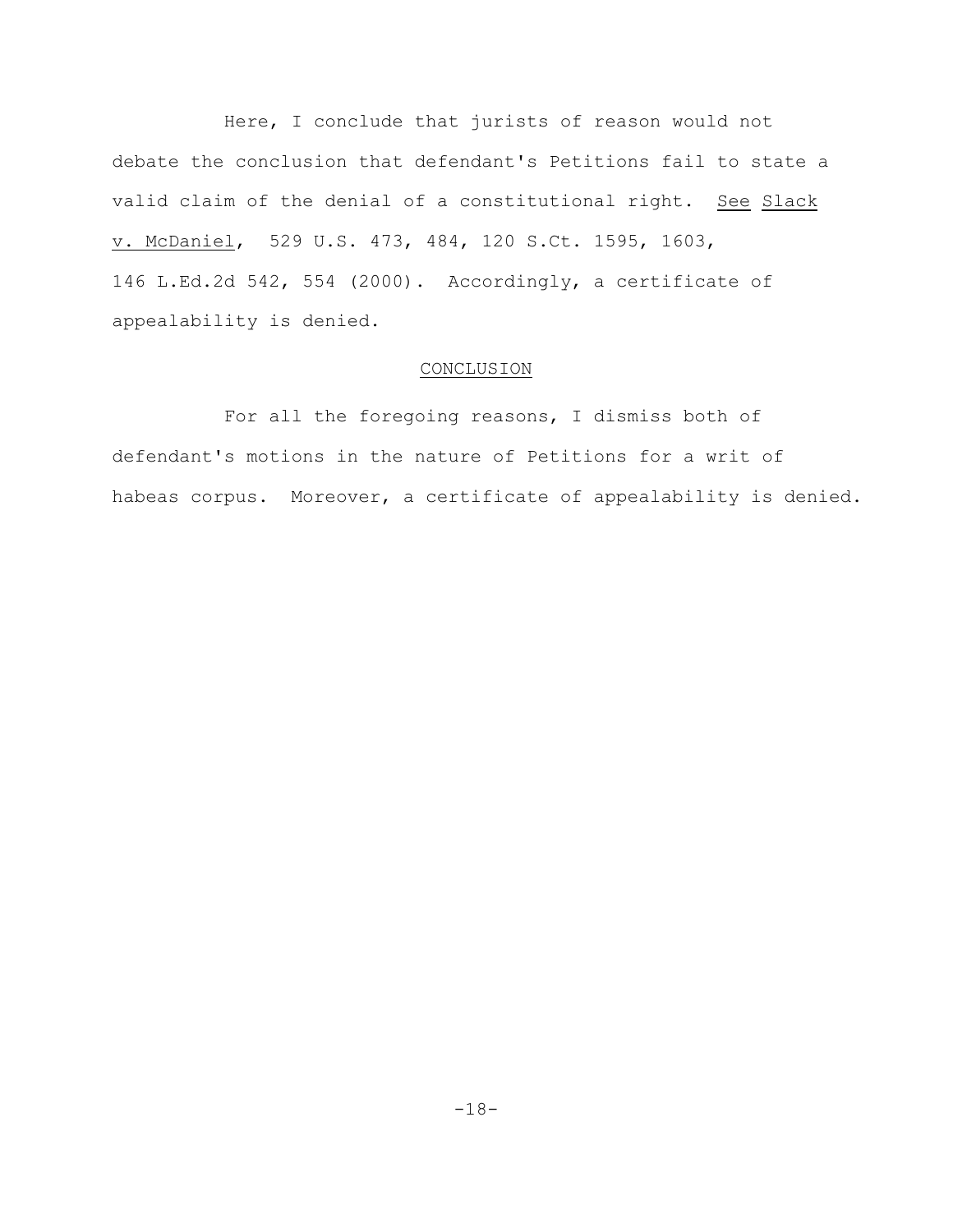Here, I conclude that jurists of reason would not debate the conclusion that defendant's Petitions fail to state a valid claim of the denial of a constitutional right. See Slack v. McDaniel, 529 U.S. 473, 484, 120 S.Ct. 1595, 1603, 146 L.Ed.2d 542, 554 (2000). Accordingly, a certificate of appealability is denied.

## CONCLUSION

For all the foregoing reasons, I dismiss both of defendant's motions in the nature of Petitions for a writ of habeas corpus. Moreover, a certificate of appealability is denied.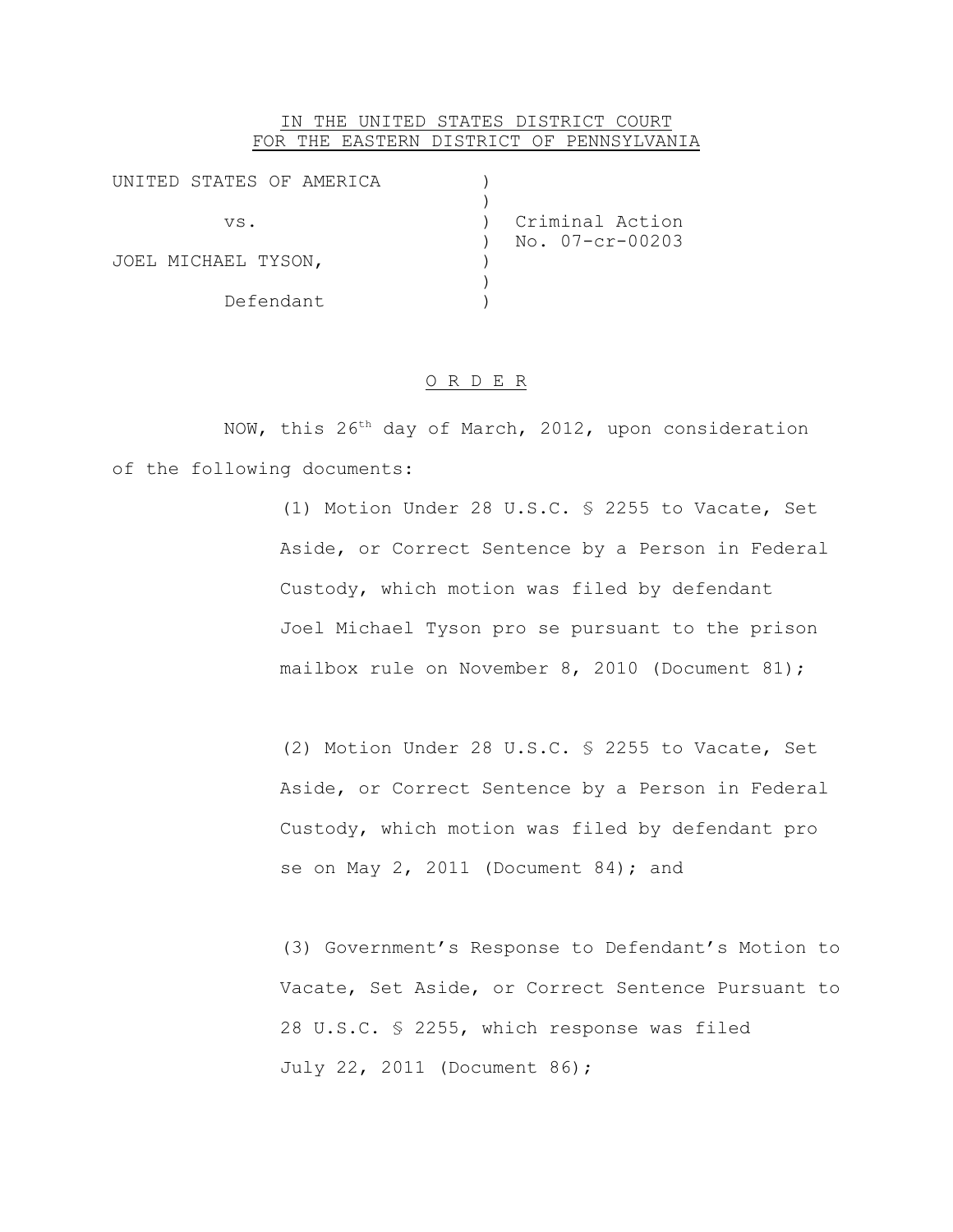IN THE UNITED STATES DISTRICT COURT
FOR THE EASTERN DISTRICT OF PENNSYLVANIA

UNITED STATES OF AMERICA )
vs. ) Criminal Action No. 07-cr-00203
JOEL MICHAEL TYSON, )
Defendant )

## O R D E R

NOW, this 26th day of March, 2012, upon consideration of the following documents:

> (1) Motion Under 28 U.S.C. § 2255 to Vacate, Set Aside, or Correct Sentence by a Person in Federal Custody, which motion was filed by defendant Joel Michael Tyson pro se pursuant to the prison mailbox rule on November 8, 2010 (Document 81);
>
> (2) Motion Under 28 U.S.C. § 2255 to Vacate, Set Aside, or Correct Sentence by a Person in Federal Custody, which motion was filed by defendant pro se on May 2, 2011 (Document 84); and
>
> (3) Government's Response to Defendant's Motion to Vacate, Set Aside, or Correct Sentence Pursuant to 28 U.S.C. § 2255, which response was filed July 22, 2011 (Document 86);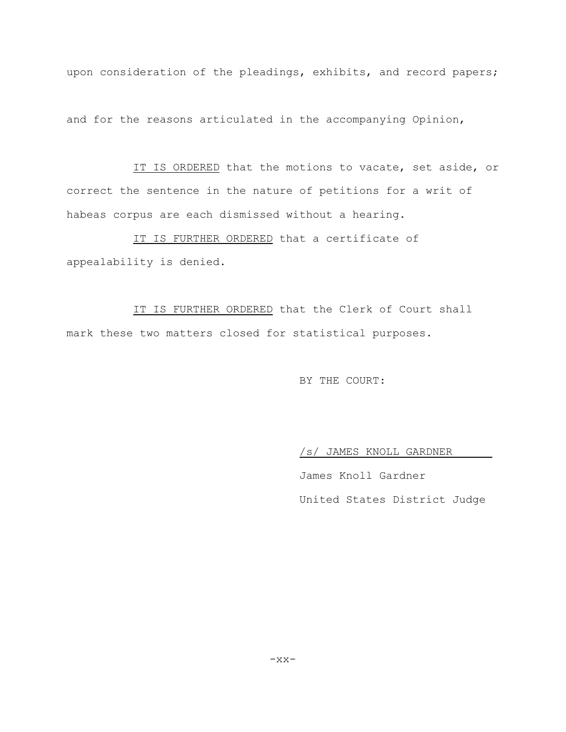upon consideration of the pleadings, exhibits, and record papers;

and for the reasons articulated in the accompanying Opinion,

IT IS ORDERED that the motions to vacate, set aside, or correct the sentence in the nature of petitions for a writ of habeas corpus are each dismissed without a hearing.

IT IS FURTHER ORDERED that a certificate of appealability is denied.

IT IS FURTHER ORDERED that the Clerk of Court shall mark these two matters closed for statistical purposes.

BY THE COURT:

/s/ JAMES KNOLL GARDNER

James Knoll Gardner

United States District Judge